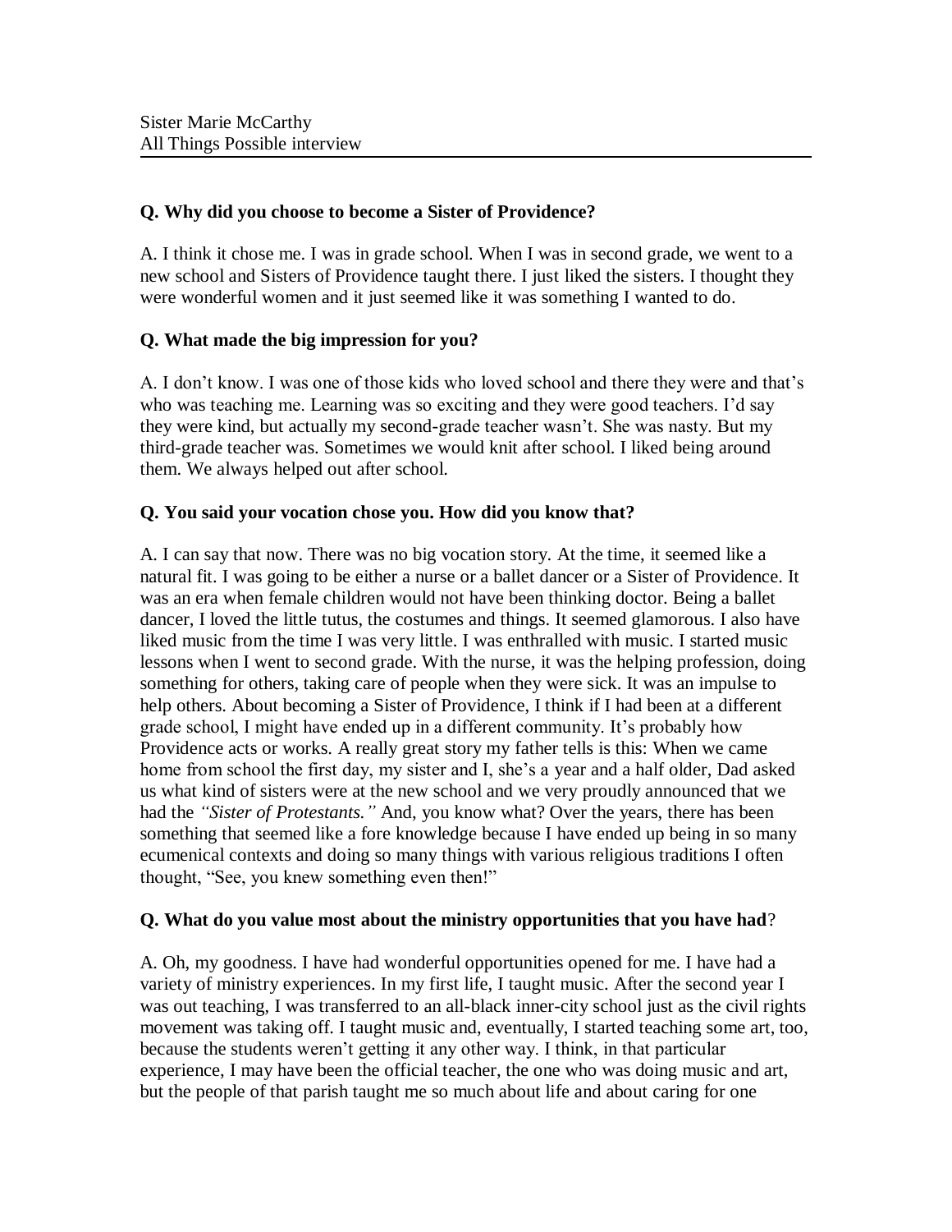Sister Marie McCarthy
All Things Possible interview

**Q. Why did you choose to become a Sister of Providence?**

A. I think it chose me. I was in grade school. When I was in second grade, we went to a new school and Sisters of Providence taught there. I just liked the sisters. I thought they were wonderful women and it just seemed like it was something I wanted to do.

**Q. What made the big impression for you?**

A. I don't know. I was one of those kids who loved school and there they were and that's who was teaching me. Learning was so exciting and they were good teachers. I'd say they were kind, but actually my second-grade teacher wasn't. She was nasty. But my third-grade teacher was. Sometimes we would knit after school. I liked being around them. We always helped out after school.

**Q. You said your vocation chose you. How did you know that?**

A. I can say that now. There was no big vocation story. At the time, it seemed like a natural fit. I was going to be either a nurse or a ballet dancer or a Sister of Providence. It was an era when female children would not have been thinking doctor. Being a ballet dancer, I loved the little tutus, the costumes and things. It seemed glamorous. I also have liked music from the time I was very little. I was enthralled with music. I started music lessons when I went to second grade. With the nurse, it was the helping profession, doing something for others, taking care of people when they were sick. It was an impulse to help others. About becoming a Sister of Providence, I think if I had been at a different grade school, I might have ended up in a different community. It's probably how Providence acts or works. A really great story my father tells is this: When we came home from school the first day, my sister and I, she's a year and a half older, Dad asked us what kind of sisters were at the new school and we very proudly announced that we had the *"Sister of Protestants."* And, you know what? Over the years, there has been something that seemed like a fore knowledge because I have ended up being in so many ecumenical contexts and doing so many things with various religious traditions I often thought, "See, you knew something even then!"

**Q. What do you value most about the ministry opportunities that you have had**?

A. Oh, my goodness. I have had wonderful opportunities opened for me. I have had a variety of ministry experiences. In my first life, I taught music. After the second year I was out teaching, I was transferred to an all-black inner-city school just as the civil rights movement was taking off. I taught music and, eventually, I started teaching some art, too, because the students weren't getting it any other way. I think, in that particular experience, I may have been the official teacher, the one who was doing music and art, but the people of that parish taught me so much about life and about caring for one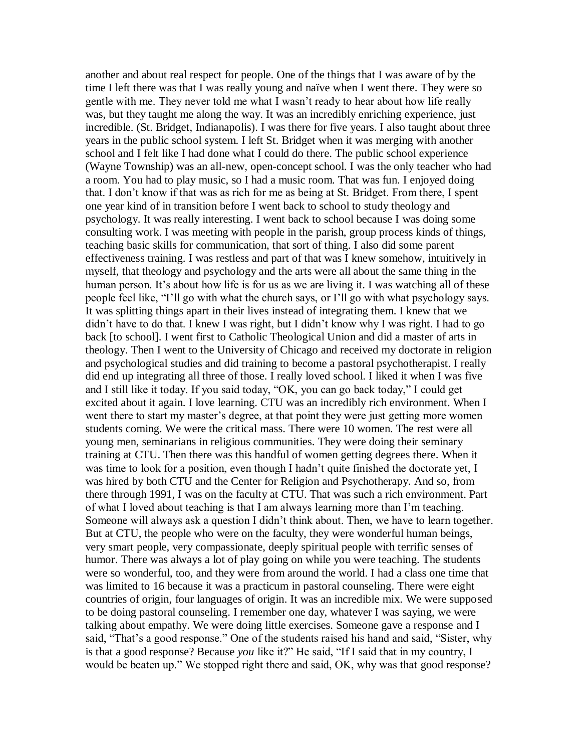another and about real respect for people. One of the things that I was aware of by the time I left there was that I was really young and naïve when I went there. They were so gentle with me. They never told me what I wasn't ready to hear about how life really was, but they taught me along the way. It was an incredibly enriching experience, just incredible. (St. Bridget, Indianapolis). I was there for five years. I also taught about three years in the public school system. I left St. Bridget when it was merging with another school and I felt like I had done what I could do there. The public school experience (Wayne Township) was an all-new, open-concept school. I was the only teacher who had a room. You had to play music, so I had a music room. That was fun. I enjoyed doing that. I don't know if that was as rich for me as being at St. Bridget. From there, I spent one year kind of in transition before I went back to school to study theology and psychology. It was really interesting. I went back to school because I was doing some consulting work. I was meeting with people in the parish, group process kinds of things, teaching basic skills for communication, that sort of thing. I also did some parent effectiveness training. I was restless and part of that was I knew somehow, intuitively in myself, that theology and psychology and the arts were all about the same thing in the human person. It's about how life is for us as we are living it. I was watching all of these people feel like, "I'll go with what the church says, or I'll go with what psychology says. It was splitting things apart in their lives instead of integrating them. I knew that we didn't have to do that. I knew I was right, but I didn't know why I was right. I had to go back [to school]. I went first to Catholic Theological Union and did a master of arts in theology. Then I went to the University of Chicago and received my doctorate in religion and psychological studies and did training to become a pastoral psychotherapist. I really did end up integrating all three of those. I really loved school. I liked it when I was five and I still like it today. If you said today, "OK, you can go back today," I could get excited about it again. I love learning. CTU was an incredibly rich environment. When I went there to start my master's degree, at that point they were just getting more women students coming. We were the critical mass. There were 10 women. The rest were all young men, seminarians in religious communities. They were doing their seminary training at CTU. Then there was this handful of women getting degrees there. When it was time to look for a position, even though I hadn't quite finished the doctorate yet, I was hired by both CTU and the Center for Religion and Psychotherapy. And so, from there through 1991, I was on the faculty at CTU. That was such a rich environment. Part of what I loved about teaching is that I am always learning more than I'm teaching. Someone will always ask a question I didn't think about. Then, we have to learn together. But at CTU, the people who were on the faculty, they were wonderful human beings, very smart people, very compassionate, deeply spiritual people with terrific senses of humor. There was always a lot of play going on while you were teaching. The students were so wonderful, too, and they were from around the world. I had a class one time that was limited to 16 because it was a practicum in pastoral counseling. There were eight countries of origin, four languages of origin. It was an incredible mix. We were supposed to be doing pastoral counseling. I remember one day, whatever I was saying, we were talking about empathy. We were doing little exercises. Someone gave a response and I said, "That's a good response." One of the students raised his hand and said, "Sister, why is that a good response? Because *you* like it?" He said, "If I said that in my country, I would be beaten up." We stopped right there and said, OK, why was that good response?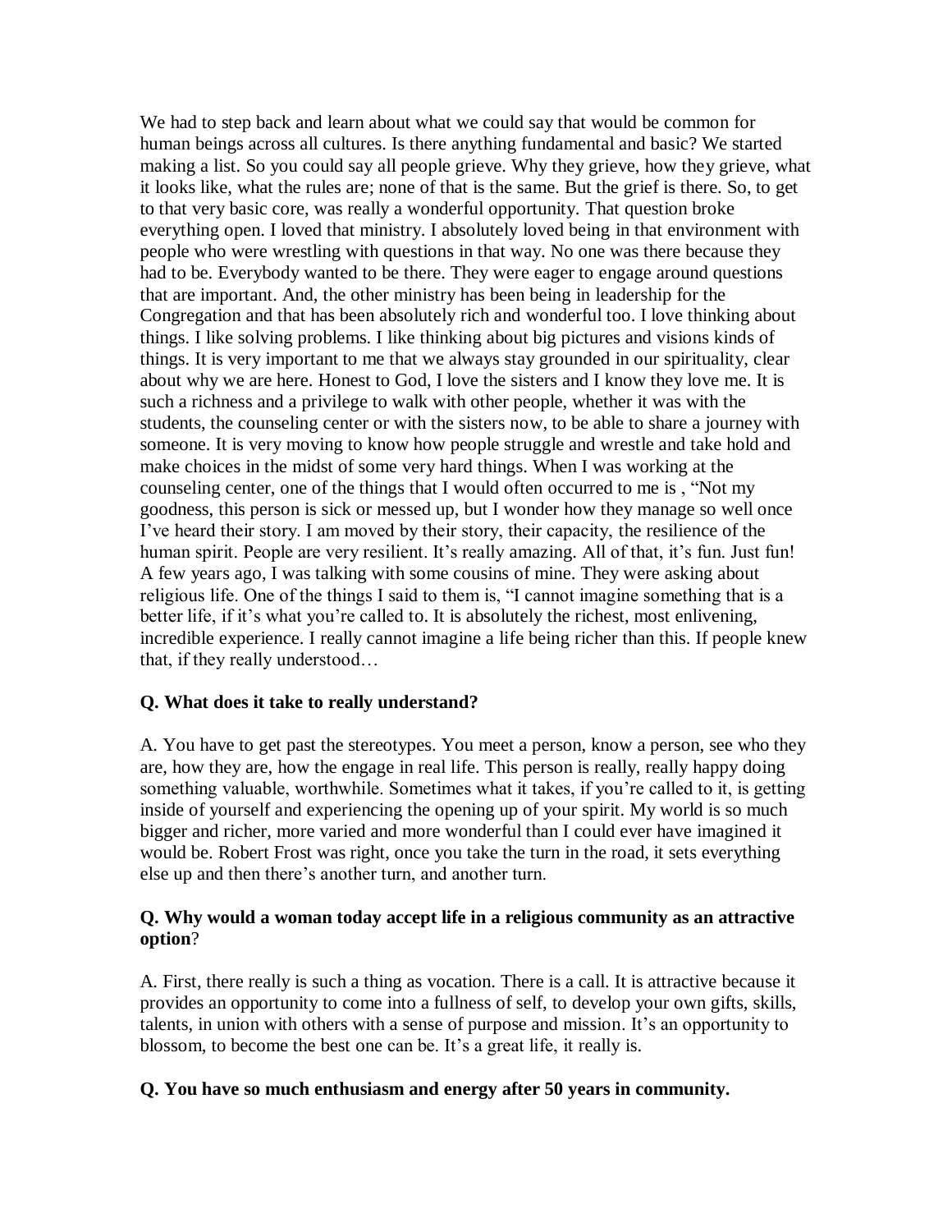We had to step back and learn about what we could say that would be common for human beings across all cultures. Is there anything fundamental and basic? We started making a list. So you could say all people grieve. Why they grieve, how they grieve, what it looks like, what the rules are; none of that is the same. But the grief is there. So, to get to that very basic core, was really a wonderful opportunity. That question broke everything open. I loved that ministry. I absolutely loved being in that environment with people who were wrestling with questions in that way. No one was there because they had to be. Everybody wanted to be there. They were eager to engage around questions that are important. And, the other ministry has been being in leadership for the Congregation and that has been absolutely rich and wonderful too. I love thinking about things. I like solving problems. I like thinking about big pictures and visions kinds of things. It is very important to me that we always stay grounded in our spirituality, clear about why we are here. Honest to God, I love the sisters and I know they love me. It is such a richness and a privilege to walk with other people, whether it was with the students, the counseling center or with the sisters now, to be able to share a journey with someone. It is very moving to know how people struggle and wrestle and take hold and make choices in the midst of some very hard things. When I was working at the counseling center, one of the things that I would often occurred to me is , "Not my goodness, this person is sick or messed up, but I wonder how they manage so well once I've heard their story. I am moved by their story, their capacity, the resilience of the human spirit. People are very resilient. It's really amazing. All of that, it's fun. Just fun! A few years ago, I was talking with some cousins of mine. They were asking about religious life. One of the things I said to them is, "I cannot imagine something that is a better life, if it's what you're called to. It is absolutely the richest, most enlivening, incredible experience. I really cannot imagine a life being richer than this. If people knew that, if they really understood…

**Q. What does it take to really understand?**

A. You have to get past the stereotypes. You meet a person, know a person, see who they are, how they are, how the engage in real life. This person is really, really happy doing something valuable, worthwhile. Sometimes what it takes, if you're called to it, is getting inside of yourself and experiencing the opening up of your spirit. My world is so much bigger and richer, more varied and more wonderful than I could ever have imagined it would be. Robert Frost was right, once you take the turn in the road, it sets everything else up and then there's another turn, and another turn.

**Q. Why would a woman today accept life in a religious community as an attractive option**?

A. First, there really is such a thing as vocation. There is a call. It is attractive because it provides an opportunity to come into a fullness of self, to develop your own gifts, skills, talents, in union with others with a sense of purpose and mission. It's an opportunity to blossom, to become the best one can be. It's a great life, it really is.

**Q. You have so much enthusiasm and energy after 50 years in community.**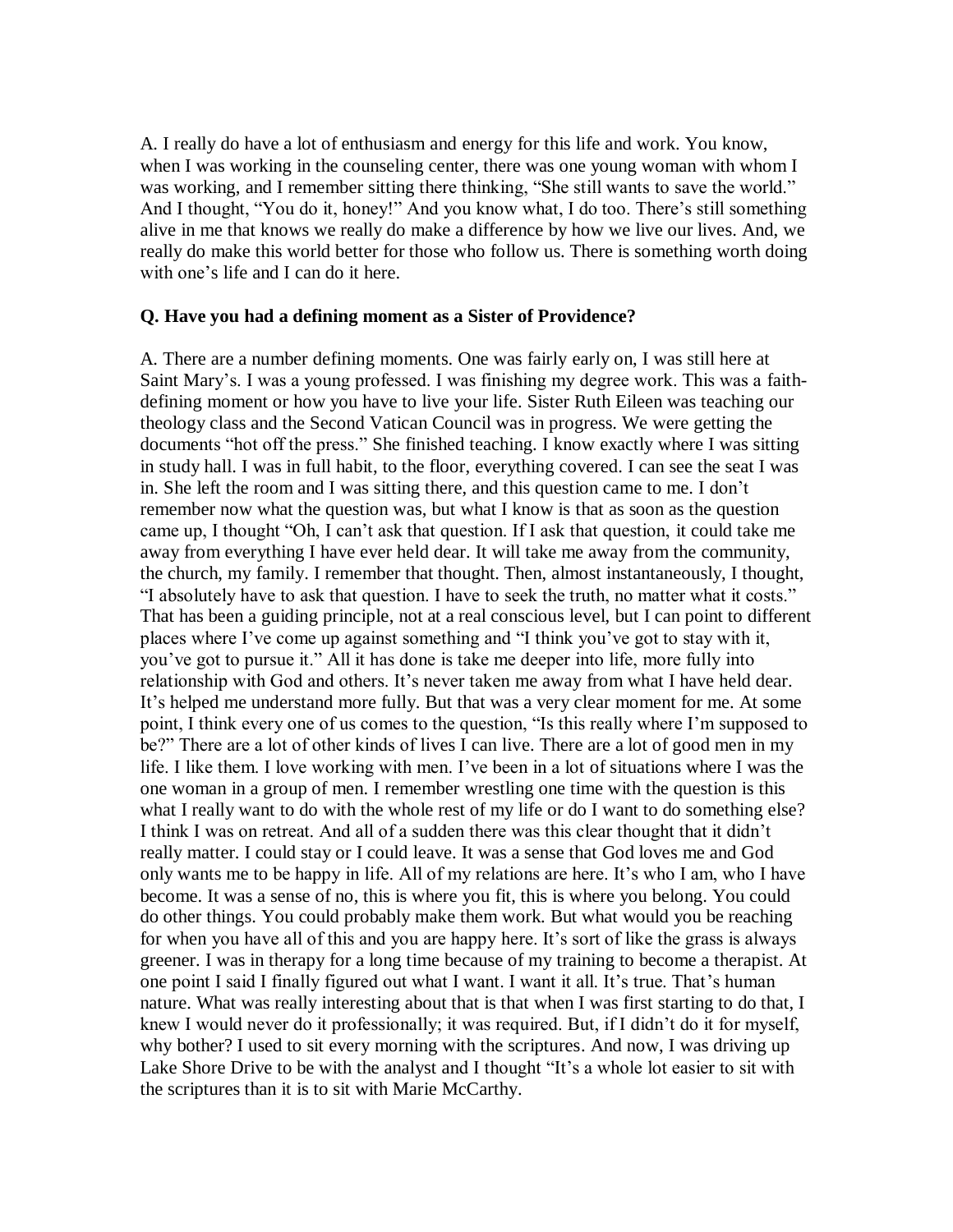A. I really do have a lot of enthusiasm and energy for this life and work. You know, when I was working in the counseling center, there was one young woman with whom I was working, and I remember sitting there thinking, "She still wants to save the world." And I thought, "You do it, honey!" And you know what, I do too. There's still something alive in me that knows we really do make a difference by how we live our lives. And, we really do make this world better for those who follow us. There is something worth doing with one's life and I can do it here.

**Q. Have you had a defining moment as a Sister of Providence?**

A. There are a number defining moments. One was fairly early on, I was still here at Saint Mary's. I was a young professed. I was finishing my degree work. This was a faith-defining moment or how you have to live your life. Sister Ruth Eileen was teaching our theology class and the Second Vatican Council was in progress. We were getting the documents "hot off the press." She finished teaching. I know exactly where I was sitting in study hall. I was in full habit, to the floor, everything covered. I can see the seat I was in. She left the room and I was sitting there, and this question came to me. I don't remember now what the question was, but what I know is that as soon as the question came up, I thought "Oh, I can't ask that question. If I ask that question, it could take me away from everything I have ever held dear. It will take me away from the community, the church, my family. I remember that thought. Then, almost instantaneously, I thought, "I absolutely have to ask that question. I have to seek the truth, no matter what it costs." That has been a guiding principle, not at a real conscious level, but I can point to different places where I've come up against something and "I think you've got to stay with it, you've got to pursue it." All it has done is take me deeper into life, more fully into relationship with God and others. It's never taken me away from what I have held dear. It's helped me understand more fully. But that was a very clear moment for me. At some point, I think every one of us comes to the question, "Is this really where I'm supposed to be?" There are a lot of other kinds of lives I can live. There are a lot of good men in my life. I like them. I love working with men. I've been in a lot of situations where I was the one woman in a group of men. I remember wrestling one time with the question is this what I really want to do with the whole rest of my life or do I want to do something else? I think I was on retreat. And all of a sudden there was this clear thought that it didn't really matter. I could stay or I could leave. It was a sense that God loves me and God only wants me to be happy in life. All of my relations are here. It's who I am, who I have become. It was a sense of no, this is where you fit, this is where you belong. You could do other things. You could probably make them work. But what would you be reaching for when you have all of this and you are happy here. It's sort of like the grass is always greener. I was in therapy for a long time because of my training to become a therapist. At one point I said I finally figured out what I want. I want it all. It's true. That's human nature. What was really interesting about that is that when I was first starting to do that, I knew I would never do it professionally; it was required. But, if I didn't do it for myself, why bother? I used to sit every morning with the scriptures. And now, I was driving up Lake Shore Drive to be with the analyst and I thought "It's a whole lot easier to sit with the scriptures than it is to sit with Marie McCarthy.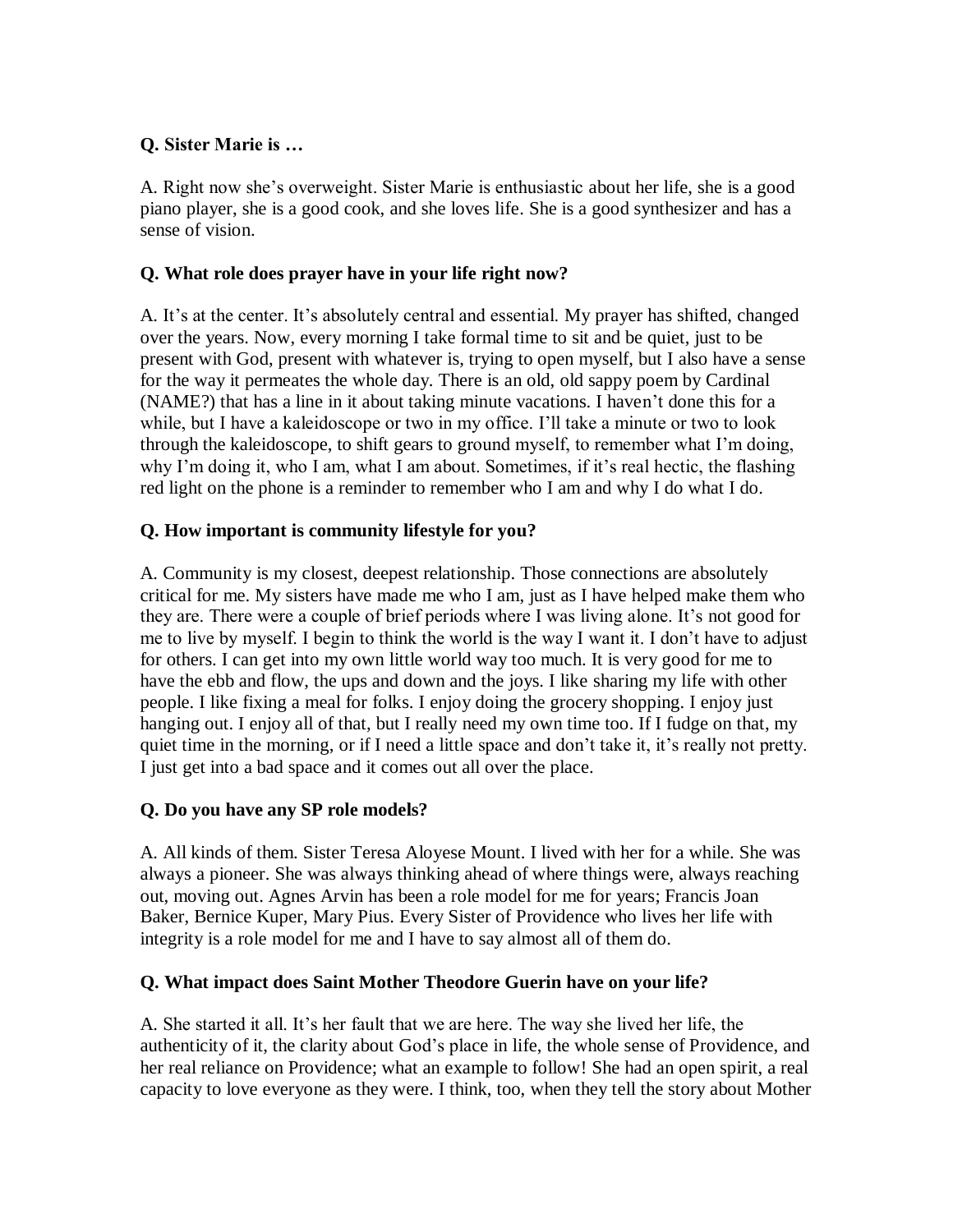**Q. Sister Marie is …**

A. Right now she's overweight. Sister Marie is enthusiastic about her life, she is a good piano player, she is a good cook, and she loves life. She is a good synthesizer and has a sense of vision.

**Q. What role does prayer have in your life right now?**

A. It's at the center. It's absolutely central and essential. My prayer has shifted, changed over the years. Now, every morning I take formal time to sit and be quiet, just to be present with God, present with whatever is, trying to open myself, but I also have a sense for the way it permeates the whole day. There is an old, old sappy poem by Cardinal (NAME?) that has a line in it about taking minute vacations. I haven't done this for a while, but I have a kaleidoscope or two in my office. I'll take a minute or two to look through the kaleidoscope, to shift gears to ground myself, to remember what I'm doing, why I'm doing it, who I am, what I am about. Sometimes, if it's real hectic, the flashing red light on the phone is a reminder to remember who I am and why I do what I do.

**Q. How important is community lifestyle for you?**

A. Community is my closest, deepest relationship. Those connections are absolutely critical for me. My sisters have made me who I am, just as I have helped make them who they are. There were a couple of brief periods where I was living alone. It's not good for me to live by myself. I begin to think the world is the way I want it. I don't have to adjust for others. I can get into my own little world way too much. It is very good for me to have the ebb and flow, the ups and down and the joys. I like sharing my life with other people. I like fixing a meal for folks. I enjoy doing the grocery shopping. I enjoy just hanging out. I enjoy all of that, but I really need my own time too. If I fudge on that, my quiet time in the morning, or if I need a little space and don't take it, it's really not pretty. I just get into a bad space and it comes out all over the place.

**Q. Do you have any SP role models?**

A. All kinds of them. Sister Teresa Aloyese Mount. I lived with her for a while. She was always a pioneer. She was always thinking ahead of where things were, always reaching out, moving out. Agnes Arvin has been a role model for me for years; Francis Joan Baker, Bernice Kuper, Mary Pius. Every Sister of Providence who lives her life with integrity is a role model for me and I have to say almost all of them do.

**Q. What impact does Saint Mother Theodore Guerin have on your life?**

A. She started it all. It's her fault that we are here. The way she lived her life, the authenticity of it, the clarity about God's place in life, the whole sense of Providence, and her real reliance on Providence; what an example to follow! She had an open spirit, a real capacity to love everyone as they were. I think, too, when they tell the story about Mother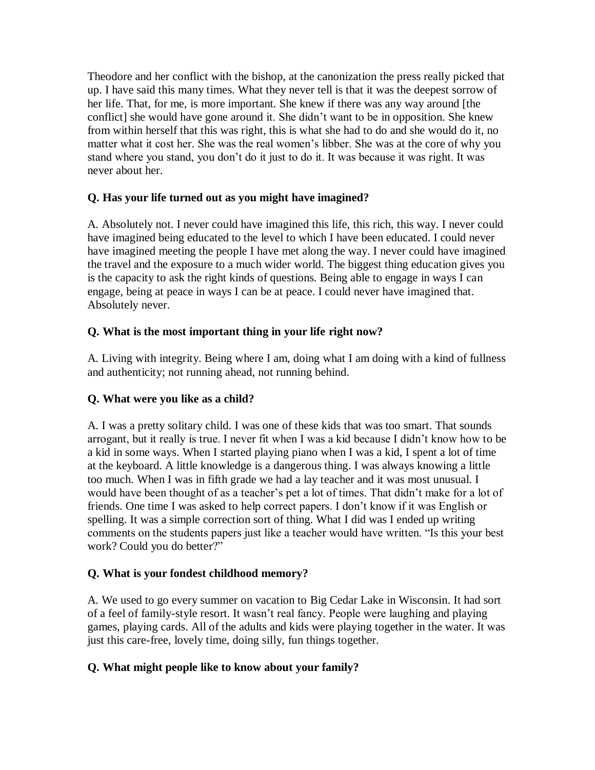Theodore and her conflict with the bishop, at the canonization the press really picked that up. I have said this many times. What they never tell is that it was the deepest sorrow of her life. That, for me, is more important. She knew if there was any way around [the conflict] she would have gone around it. She didn't want to be in opposition. She knew from within herself that this was right, this is what she had to do and she would do it, no matter what it cost her. She was the real women's libber. She was at the core of why you stand where you stand, you don't do it just to do it. It was because it was right. It was never about her.

**Q. Has your life turned out as you might have imagined?**

A. Absolutely not. I never could have imagined this life, this rich, this way. I never could have imagined being educated to the level to which I have been educated. I could never have imagined meeting the people I have met along the way. I never could have imagined the travel and the exposure to a much wider world. The biggest thing education gives you is the capacity to ask the right kinds of questions. Being able to engage in ways I can engage, being at peace in ways I can be at peace. I could never have imagined that. Absolutely never.

**Q. What is the most important thing in your life right now?**

A. Living with integrity. Being where I am, doing what I am doing with a kind of fullness and authenticity; not running ahead, not running behind.

**Q. What were you like as a child?**

A. I was a pretty solitary child. I was one of these kids that was too smart. That sounds arrogant, but it really is true. I never fit when I was a kid because I didn't know how to be a kid in some ways. When I started playing piano when I was a kid, I spent a lot of time at the keyboard. A little knowledge is a dangerous thing. I was always knowing a little too much. When I was in fifth grade we had a lay teacher and it was most unusual. I would have been thought of as a teacher's pet a lot of times. That didn't make for a lot of friends. One time I was asked to help correct papers. I don't know if it was English or spelling. It was a simple correction sort of thing. What I did was I ended up writing comments on the students papers just like a teacher would have written. "Is this your best work? Could you do better?"

**Q. What is your fondest childhood memory?**

A. We used to go every summer on vacation to Big Cedar Lake in Wisconsin. It had sort of a feel of family-style resort. It wasn't real fancy. People were laughing and playing games, playing cards. All of the adults and kids were playing together in the water. It was just this care-free, lovely time, doing silly, fun things together.

**Q. What might people like to know about your family?**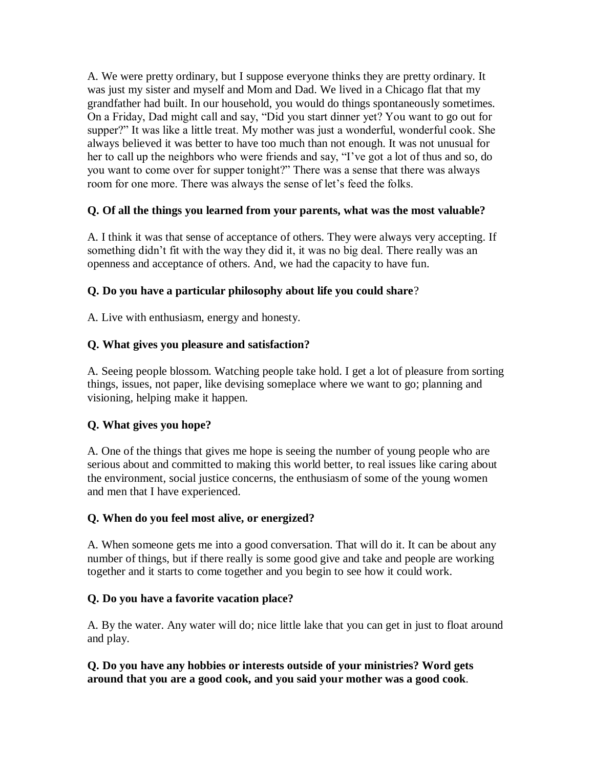A. We were pretty ordinary, but I suppose everyone thinks they are pretty ordinary. It was just my sister and myself and Mom and Dad. We lived in a Chicago flat that my grandfather had built. In our household, you would do things spontaneously sometimes. On a Friday, Dad might call and say, "Did you start dinner yet? You want to go out for supper?" It was like a little treat. My mother was just a wonderful, wonderful cook. She always believed it was better to have too much than not enough. It was not unusual for her to call up the neighbors who were friends and say, "I've got a lot of thus and so, do you want to come over for supper tonight?" There was a sense that there was always room for one more. There was always the sense of let's feed the folks.

**Q. Of all the things you learned from your parents, what was the most valuable?**

A. I think it was that sense of acceptance of others. They were always very accepting. If something didn't fit with the way they did it, it was no big deal. There really was an openness and acceptance of others. And, we had the capacity to have fun.

**Q. Do you have a particular philosophy about life you could share**?

A. Live with enthusiasm, energy and honesty.

**Q. What gives you pleasure and satisfaction?**

A. Seeing people blossom. Watching people take hold. I get a lot of pleasure from sorting things, issues, not paper, like devising someplace where we want to go; planning and visioning, helping make it happen.

**Q. What gives you hope?**

A. One of the things that gives me hope is seeing the number of young people who are serious about and committed to making this world better, to real issues like caring about the environment, social justice concerns, the enthusiasm of some of the young women and men that I have experienced.

**Q. When do you feel most alive, or energized?**

A. When someone gets me into a good conversation. That will do it. It can be about any number of things, but if there really is some good give and take and people are working together and it starts to come together and you begin to see how it could work.

**Q. Do you have a favorite vacation place?**

A. By the water. Any water will do; nice little lake that you can get in just to float around and play.

**Q. Do you have any hobbies or interests outside of your ministries? Word gets around that you are a good cook, and you said your mother was a good cook**.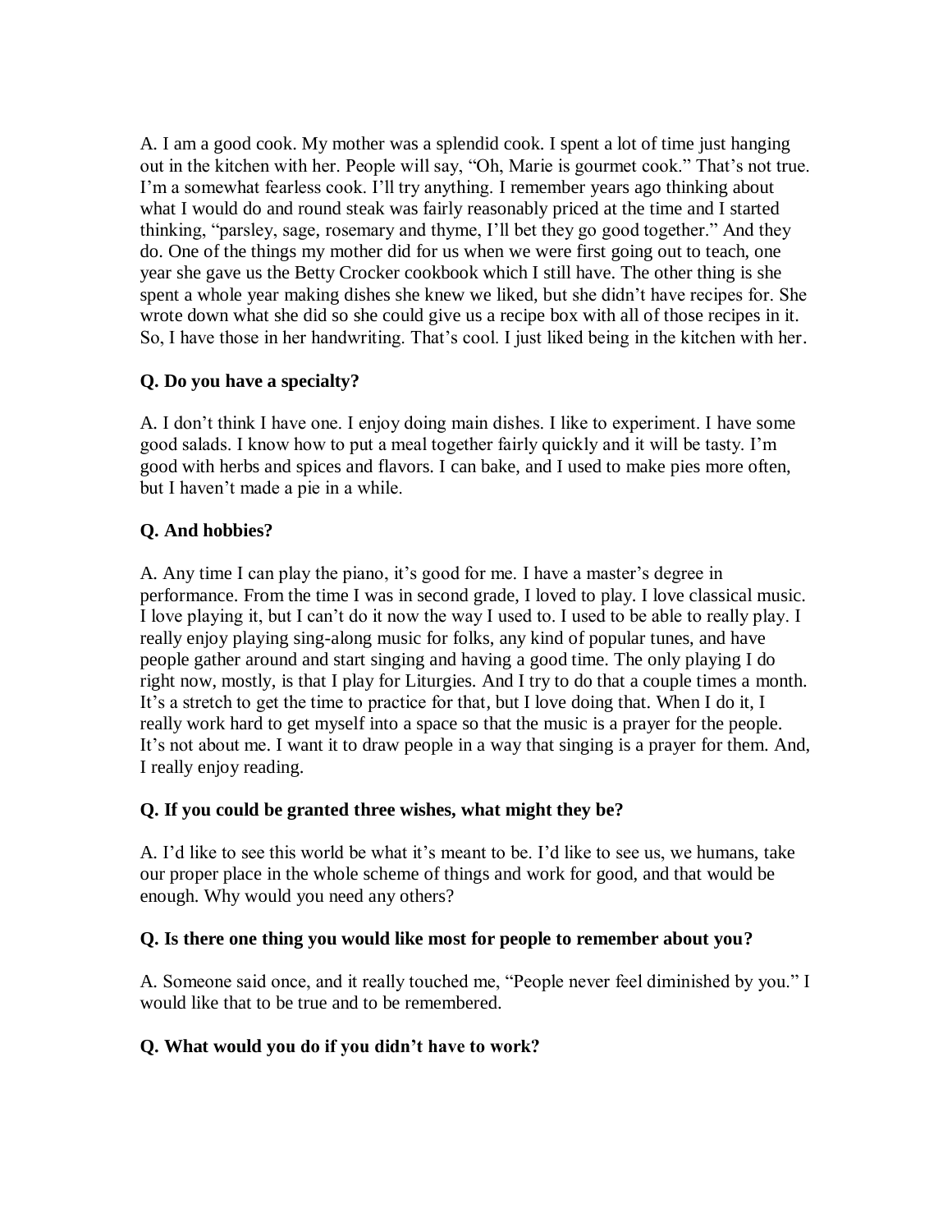A. I am a good cook. My mother was a splendid cook. I spent a lot of time just hanging out in the kitchen with her. People will say, "Oh, Marie is gourmet cook." That's not true. I'm a somewhat fearless cook. I'll try anything. I remember years ago thinking about what I would do and round steak was fairly reasonably priced at the time and I started thinking, "parsley, sage, rosemary and thyme, I'll bet they go good together." And they do. One of the things my mother did for us when we were first going out to teach, one year she gave us the Betty Crocker cookbook which I still have. The other thing is she spent a whole year making dishes she knew we liked, but she didn't have recipes for. She wrote down what she did so she could give us a recipe box with all of those recipes in it. So, I have those in her handwriting. That's cool. I just liked being in the kitchen with her.

**Q. Do you have a specialty?**

A. I don't think I have one. I enjoy doing main dishes. I like to experiment. I have some good salads. I know how to put a meal together fairly quickly and it will be tasty. I'm good with herbs and spices and flavors. I can bake, and I used to make pies more often, but I haven't made a pie in a while.

**Q. And hobbies?**

A. Any time I can play the piano, it's good for me. I have a master's degree in performance. From the time I was in second grade, I loved to play. I love classical music. I love playing it, but I can't do it now the way I used to. I used to be able to really play. I really enjoy playing sing-along music for folks, any kind of popular tunes, and have people gather around and start singing and having a good time. The only playing I do right now, mostly, is that I play for Liturgies. And I try to do that a couple times a month. It's a stretch to get the time to practice for that, but I love doing that. When I do it, I really work hard to get myself into a space so that the music is a prayer for the people. It's not about me. I want it to draw people in a way that singing is a prayer for them. And, I really enjoy reading.

**Q. If you could be granted three wishes, what might they be?**

A. I'd like to see this world be what it's meant to be. I'd like to see us, we humans, take our proper place in the whole scheme of things and work for good, and that would be enough. Why would you need any others?

**Q. Is there one thing you would like most for people to remember about you?**

A. Someone said once, and it really touched me, "People never feel diminished by you." I would like that to be true and to be remembered.

**Q. What would you do if you didn't have to work?**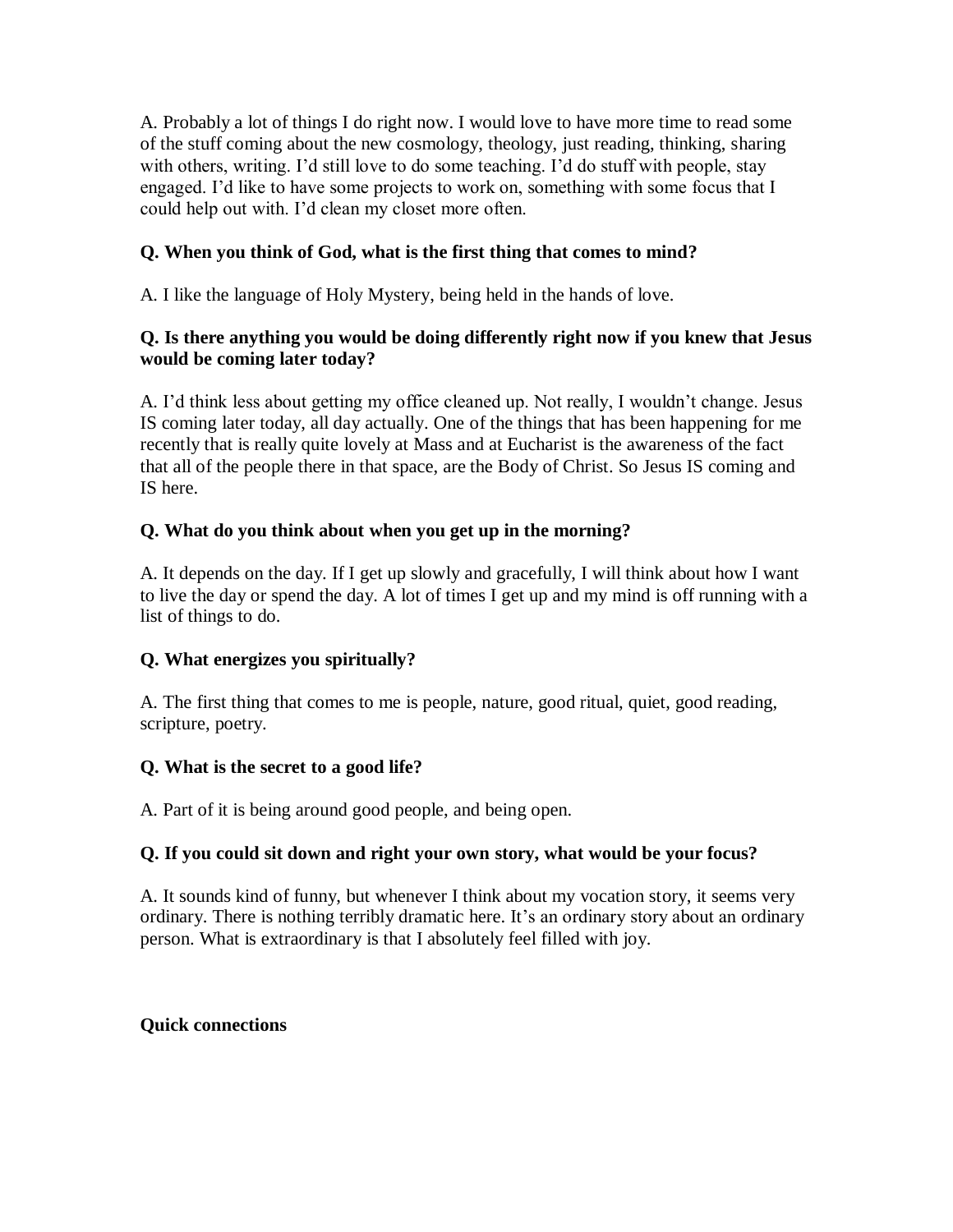A. Probably a lot of things I do right now. I would love to have more time to read some of the stuff coming about the new cosmology, theology, just reading, thinking, sharing with others, writing. I'd still love to do some teaching. I'd do stuff with people, stay engaged. I'd like to have some projects to work on, something with some focus that I could help out with. I'd clean my closet more often.

**Q. When you think of God, what is the first thing that comes to mind?**

A. I like the language of Holy Mystery, being held in the hands of love.

**Q. Is there anything you would be doing differently right now if you knew that Jesus would be coming later today?**

A. I'd think less about getting my office cleaned up. Not really, I wouldn't change. Jesus IS coming later today, all day actually. One of the things that has been happening for me recently that is really quite lovely at Mass and at Eucharist is the awareness of the fact that all of the people there in that space, are the Body of Christ. So Jesus IS coming and IS here.

**Q. What do you think about when you get up in the morning?**

A. It depends on the day. If I get up slowly and gracefully, I will think about how I want to live the day or spend the day. A lot of times I get up and my mind is off running with a list of things to do.

**Q. What energizes you spiritually?**

A. The first thing that comes to me is people, nature, good ritual, quiet, good reading, scripture, poetry.

**Q. What is the secret to a good life?**

A. Part of it is being around good people, and being open.

**Q. If you could sit down and right your own story, what would be your focus?**

A. It sounds kind of funny, but whenever I think about my vocation story, it seems very ordinary. There is nothing terribly dramatic here. It's an ordinary story about an ordinary person. What is extraordinary is that I absolutely feel filled with joy.

**Quick connections**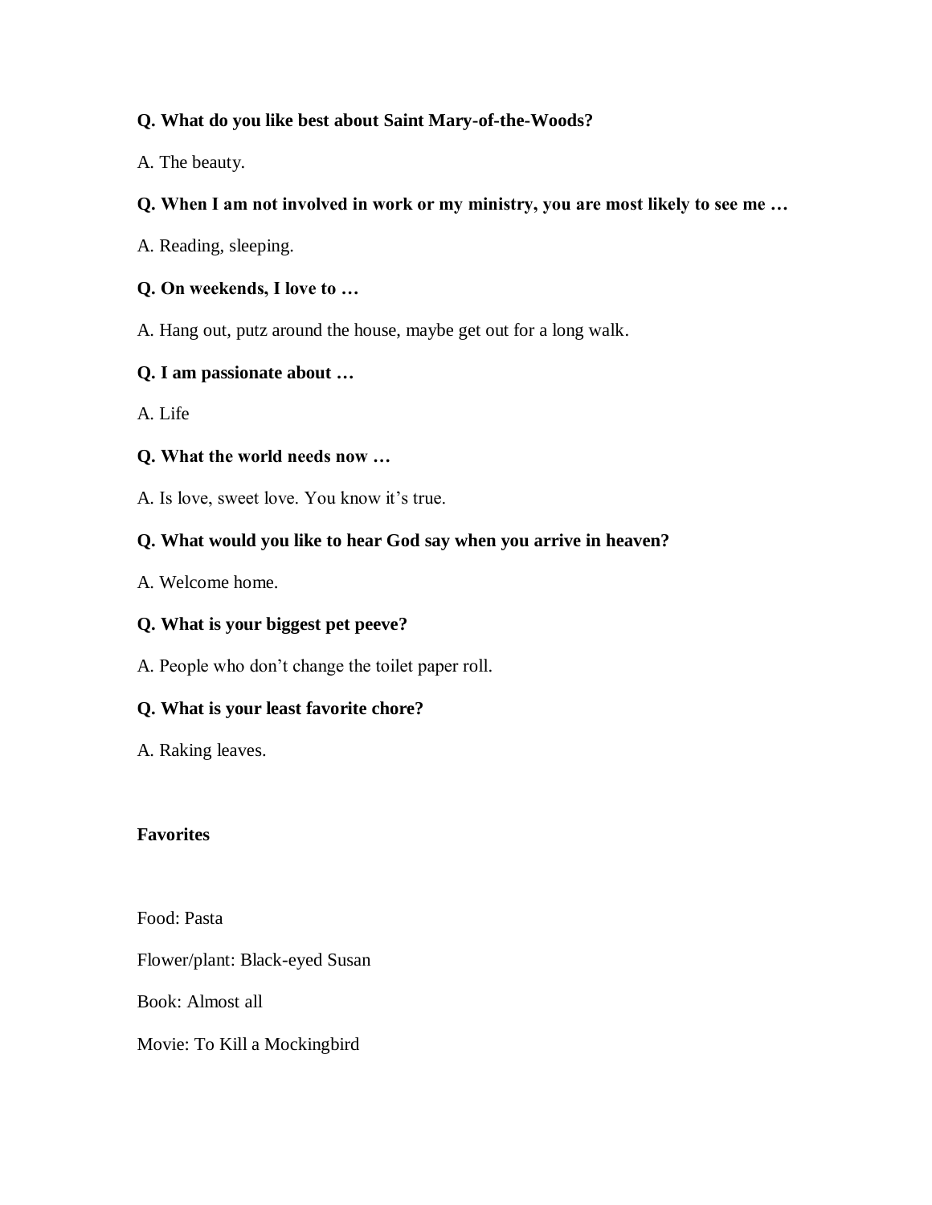**Q. What do you like best about Saint Mary-of-the-Woods?**

A. The beauty.

**Q. When I am not involved in work or my ministry, you are most likely to see me …**

A. Reading, sleeping.

**Q. On weekends, I love to …**

A. Hang out, putz around the house, maybe get out for a long walk.

**Q. I am passionate about …**

A. Life

**Q. What the world needs now …**

A. Is love, sweet love. You know it's true.

**Q. What would you like to hear God say when you arrive in heaven?**

A. Welcome home.

**Q. What is your biggest pet peeve?**

A. People who don't change the toilet paper roll.

**Q. What is your least favorite chore?**

A. Raking leaves.

**Favorites**

Food: Pasta

Flower/plant: Black-eyed Susan

Book: Almost all

Movie: To Kill a Mockingbird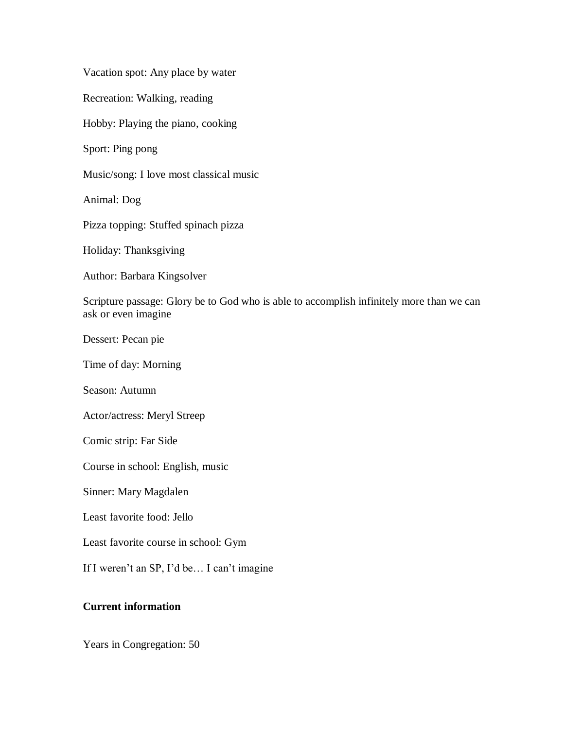Vacation spot: Any place by water

Recreation: Walking, reading

Hobby: Playing the piano, cooking

Sport: Ping pong

Music/song: I love most classical music

Animal: Dog

Pizza topping: Stuffed spinach pizza

Holiday: Thanksgiving

Author: Barbara Kingsolver

Scripture passage: Glory be to God who is able to accomplish infinitely more than we can ask or even imagine

Dessert: Pecan pie

Time of day: Morning

Season: Autumn

Actor/actress: Meryl Streep

Comic strip: Far Side

Course in school: English, music

Sinner: Mary Magdalen

Least favorite food: Jello

Least favorite course in school: Gym

If I weren't an SP, I'd be… I can't imagine

**Current information**

Years in Congregation: 50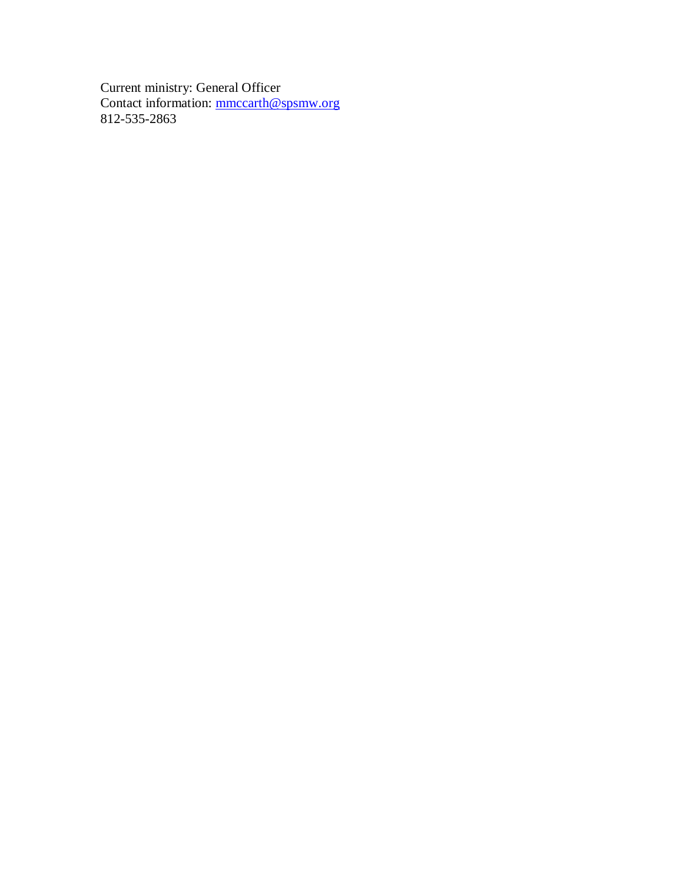Current ministry: General Officer
Contact information: mmccarth@spsmw.org
812-535-2863